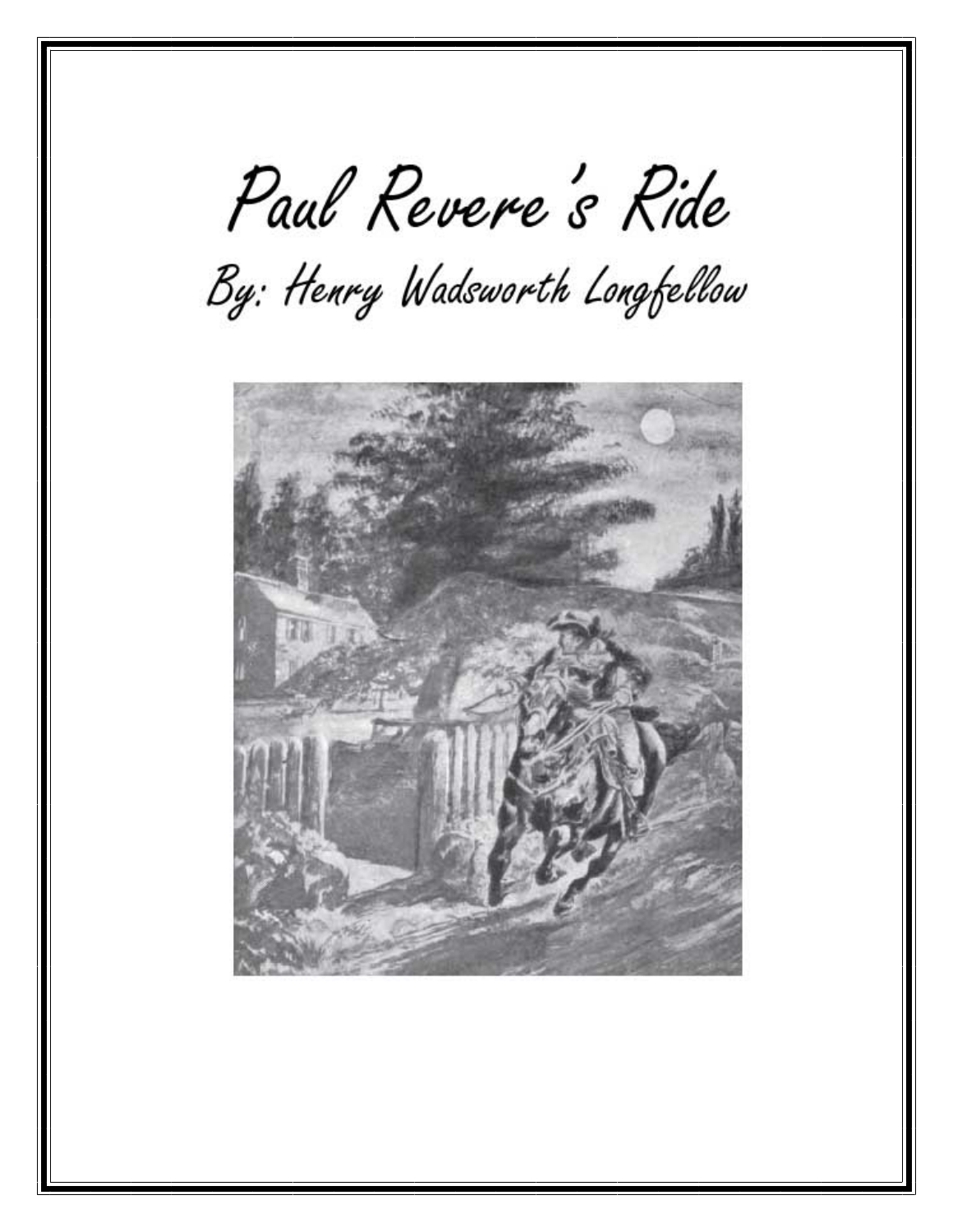# Paul Revere's Ride

## By: Henry Wadsworth Longfellow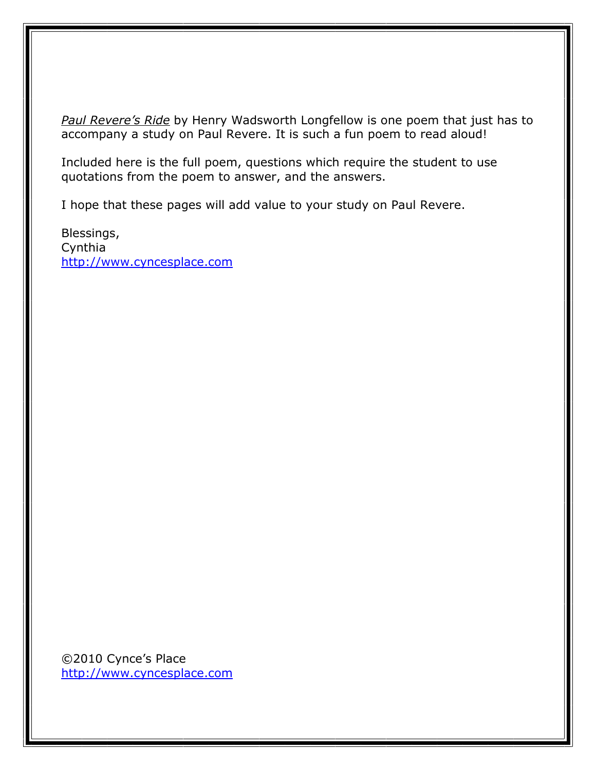*Paul Revere's Ride* by Henry Wadsworth Longfellow is one poem that just has to accompany a study on Paul Revere. It is such a fun poem to read aloud!

Included here is the full poem, questions which require the student to use quotations from the poem to answer, and the answers.

I hope that these pages will add value to your study on Paul Revere.

Blessings,
Cynthia
http://www.cyncesplace.com

©2010 Cynce's Place
http://www.cyncesplace.com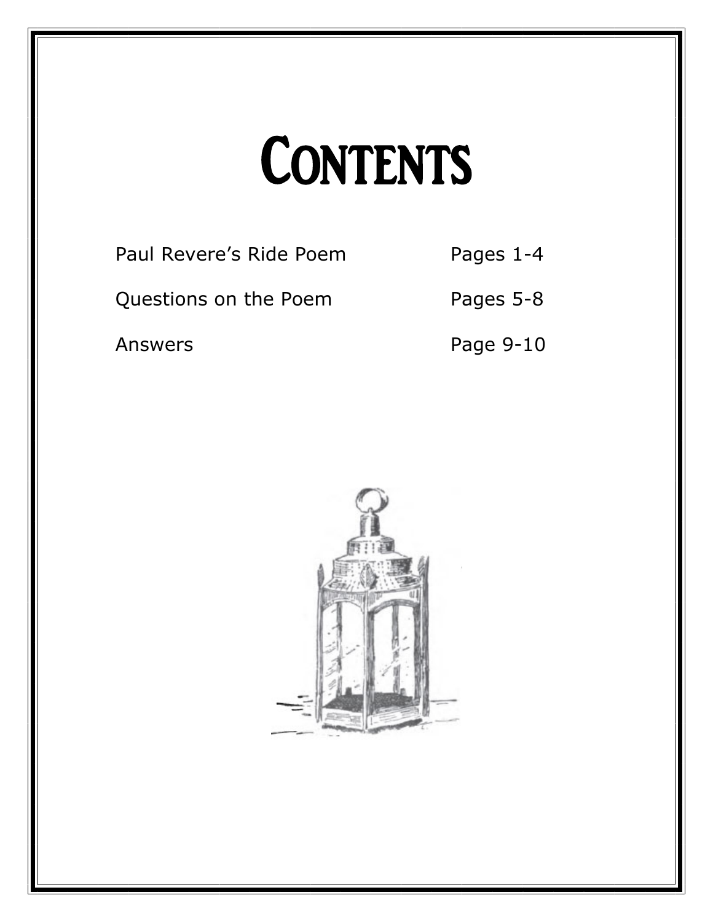# CONTENTS

| | |
|---|---|
| Paul Revere's Ride Poem | Pages 1-4 |
| Questions on the Poem | Pages 5-8 |
| Answers | Page 9-10 |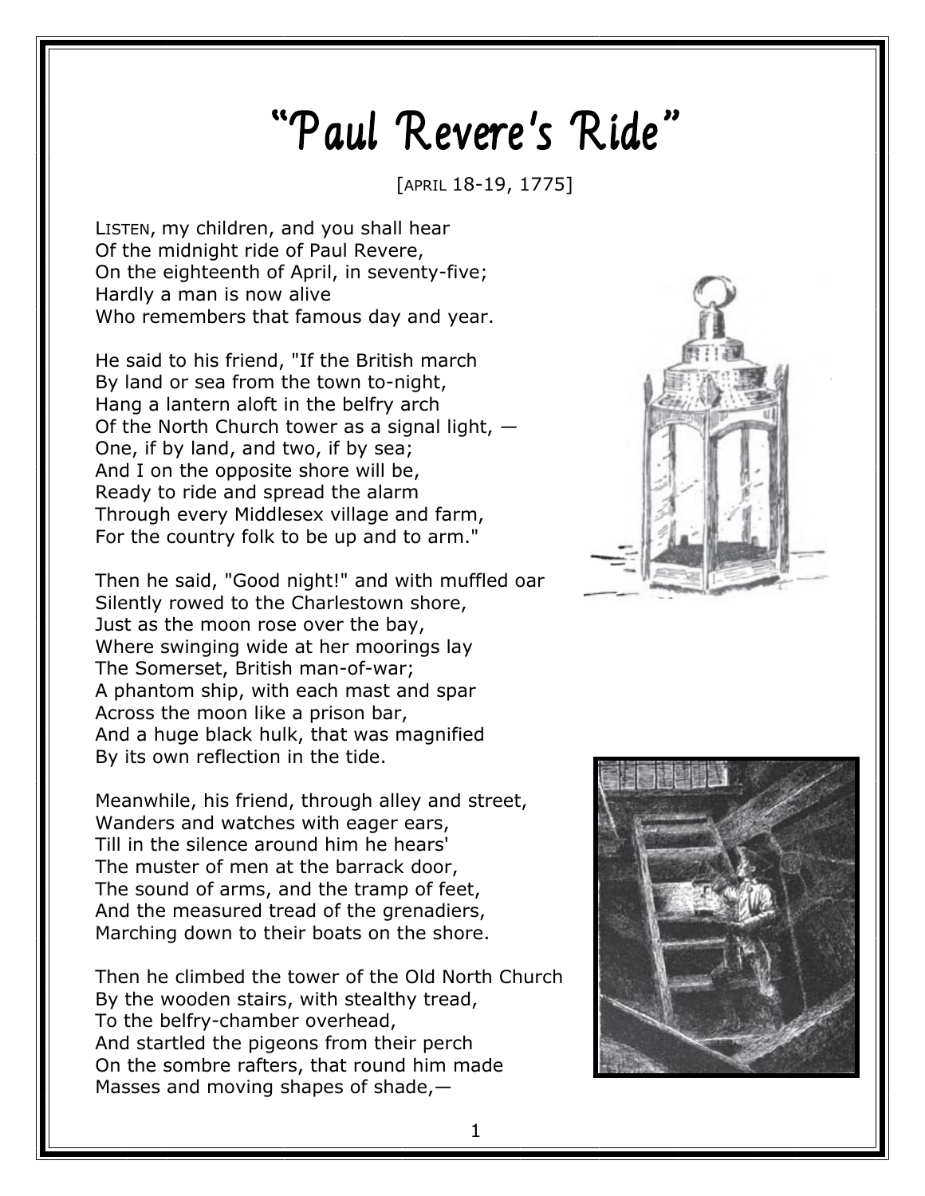# "Paul Revere's Ride"

[APRIL 18-19, 1775]

LISTEN, my children, and you shall hear
Of the midnight ride of Paul Revere,
On the eighteenth of April, in seventy-five;
Hardly a man is now alive
Who remembers that famous day and year.

He said to his friend, "If the British march
By land or sea from the town to-night,
Hang a lantern aloft in the belfry arch
Of the North Church tower as a signal light, —
One, if by land, and two, if by sea;
And I on the opposite shore will be,
Ready to ride and spread the alarm
Through every Middlesex village and farm,
For the country folk to be up and to arm."

Then he said, "Good night!" and with muffled oar
Silently rowed to the Charlestown shore,
Just as the moon rose over the bay,
Where swinging wide at her moorings lay
The Somerset, British man-of-war;
A phantom ship, with each mast and spar
Across the moon like a prison bar,
And a huge black hulk, that was magnified
By its own reflection in the tide.

Meanwhile, his friend, through alley and street,
Wanders and watches with eager ears,
Till in the silence around him he hears'
The muster of men at the barrack door,
The sound of arms, and the tramp of feet,
And the measured tread of the grenadiers,
Marching down to their boats on the shore.

Then he climbed the tower of the Old North Church
By the wooden stairs, with stealthy tread,
To the belfry-chamber overhead,
And startled the pigeons from their perch
On the sombre rafters, that round him made
Masses and moving shapes of shade,—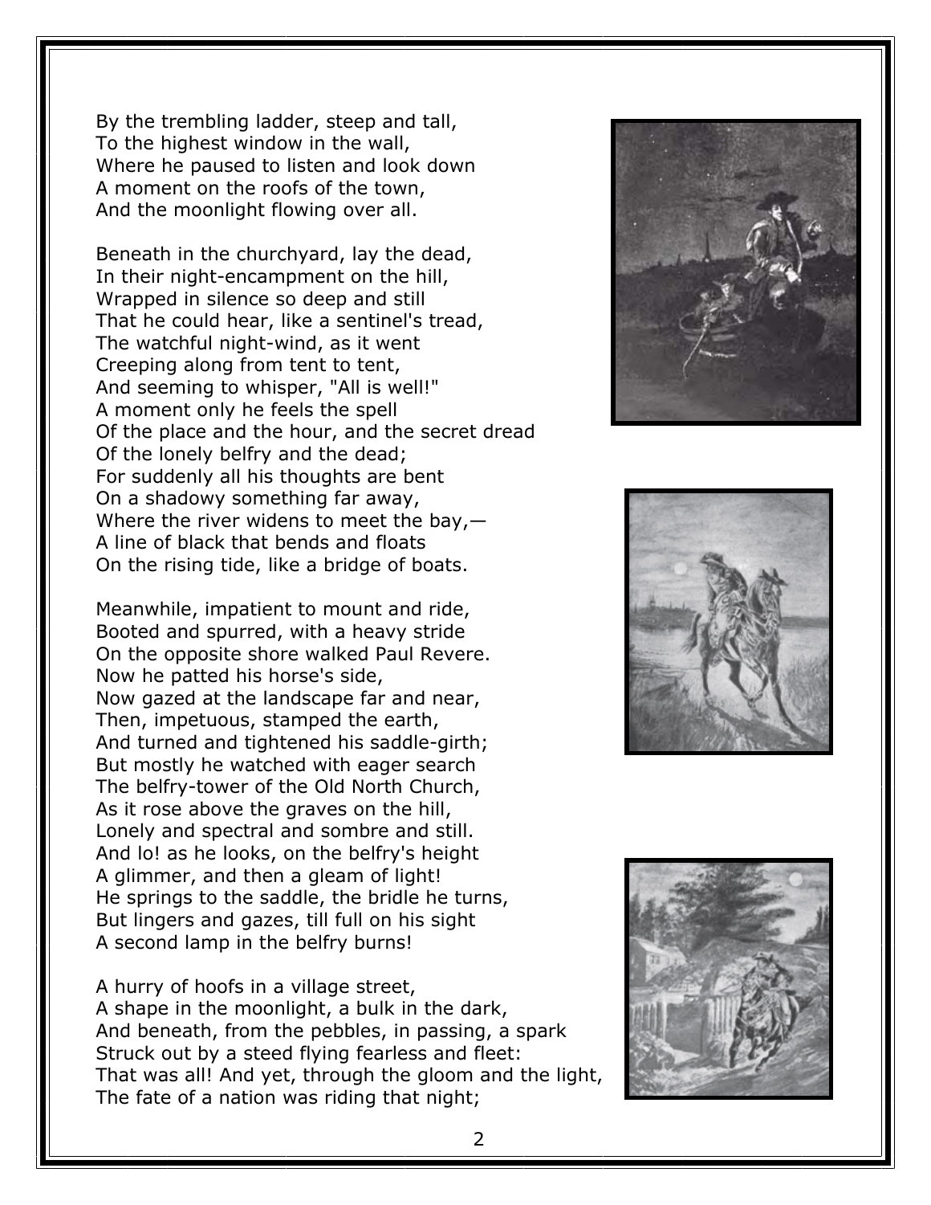By the trembling ladder, steep and tall,
To the highest window in the wall,
Where he paused to listen and look down
A moment on the roofs of the town,
And the moonlight flowing over all.

Beneath in the churchyard, lay the dead,
In their night-encampment on the hill,
Wrapped in silence so deep and still
That he could hear, like a sentinel's tread,
The watchful night-wind, as it went
Creeping along from tent to tent,
And seeming to whisper, "All is well!"
A moment only he feels the spell
Of the place and the hour, and the secret dread
Of the lonely belfry and the dead;
For suddenly all his thoughts are bent
On a shadowy something far away,
Where the river widens to meet the bay,—
A line of black that bends and floats
On the rising tide, like a bridge of boats.

Meanwhile, impatient to mount and ride,
Booted and spurred, with a heavy stride
On the opposite shore walked Paul Revere.
Now he patted his horse's side,
Now gazed at the landscape far and near,
Then, impetuous, stamped the earth,
And turned and tightened his saddle-girth;
But mostly he watched with eager search
The belfry-tower of the Old North Church,
As it rose above the graves on the hill,
Lonely and spectral and sombre and still.
And lo! as he looks, on the belfry's height
A glimmer, and then a gleam of light!
He springs to the saddle, the bridle he turns,
But lingers and gazes, till full on his sight
A second lamp in the belfry burns!

A hurry of hoofs in a village street,
A shape in the moonlight, a bulk in the dark,
And beneath, from the pebbles, in passing, a spark
Struck out by a steed flying fearless and fleet:
That was all! And yet, through the gloom and the light,
The fate of a nation was riding that night;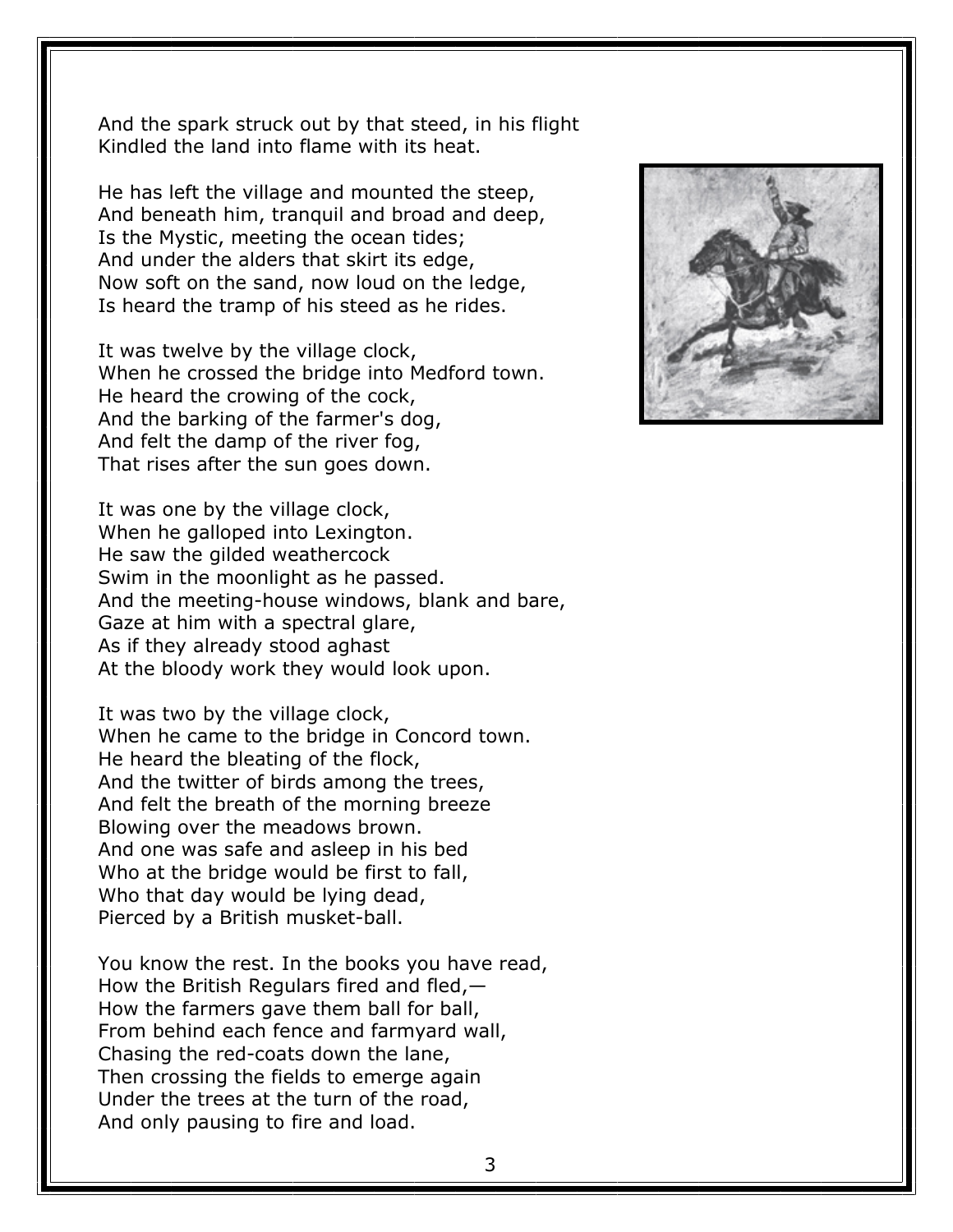And the spark struck out by that steed, in his flight
Kindled the land into flame with its heat.

He has left the village and mounted the steep,
And beneath him, tranquil and broad and deep,
Is the Mystic, meeting the ocean tides;
And under the alders that skirt its edge,
Now soft on the sand, now loud on the ledge,
Is heard the tramp of his steed as he rides.

It was twelve by the village clock,
When he crossed the bridge into Medford town.
He heard the crowing of the cock,
And the barking of the farmer's dog,
And felt the damp of the river fog,
That rises after the sun goes down.

It was one by the village clock,
When he galloped into Lexington.
He saw the gilded weathercock
Swim in the moonlight as he passed.
And the meeting-house windows, blank and bare,
Gaze at him with a spectral glare,
As if they already stood aghast
At the bloody work they would look upon.

It was two by the village clock,
When he came to the bridge in Concord town.
He heard the bleating of the flock,
And the twitter of birds among the trees,
And felt the breath of the morning breeze
Blowing over the meadows brown.
And one was safe and asleep in his bed
Who at the bridge would be first to fall,
Who that day would be lying dead,
Pierced by a British musket-ball.

You know the rest. In the books you have read,
How the British Regulars fired and fled,—
How the farmers gave them ball for ball,
From behind each fence and farmyard wall,
Chasing the red-coats down the lane,
Then crossing the fields to emerge again
Under the trees at the turn of the road,
And only pausing to fire and load.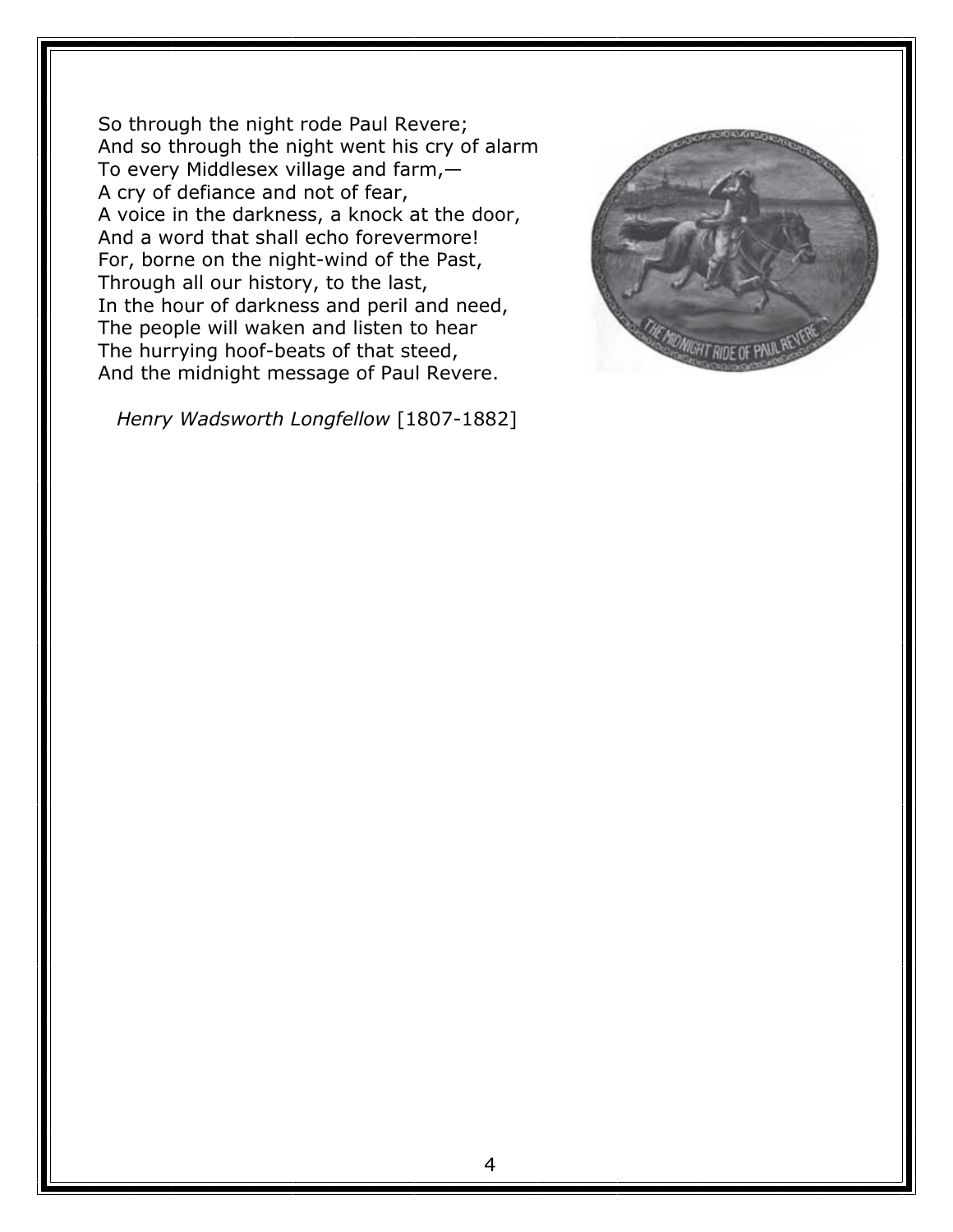So through the night rode Paul Revere;  
And so through the night went his cry of alarm  
To every Middlesex village and farm,—  
A cry of defiance and not of fear,  
A voice in the darkness, a knock at the door,  
And a word that shall echo forevermore!  
For, borne on the night-wind of the Past,  
Through all our history, to the last,  
In the hour of darkness and peril and need,  
The people will waken and listen to hear  
The hurrying hoof-beats of that steed,  
And the midnight message of Paul Revere.

*Henry Wadsworth Longfellow* [1807-1882]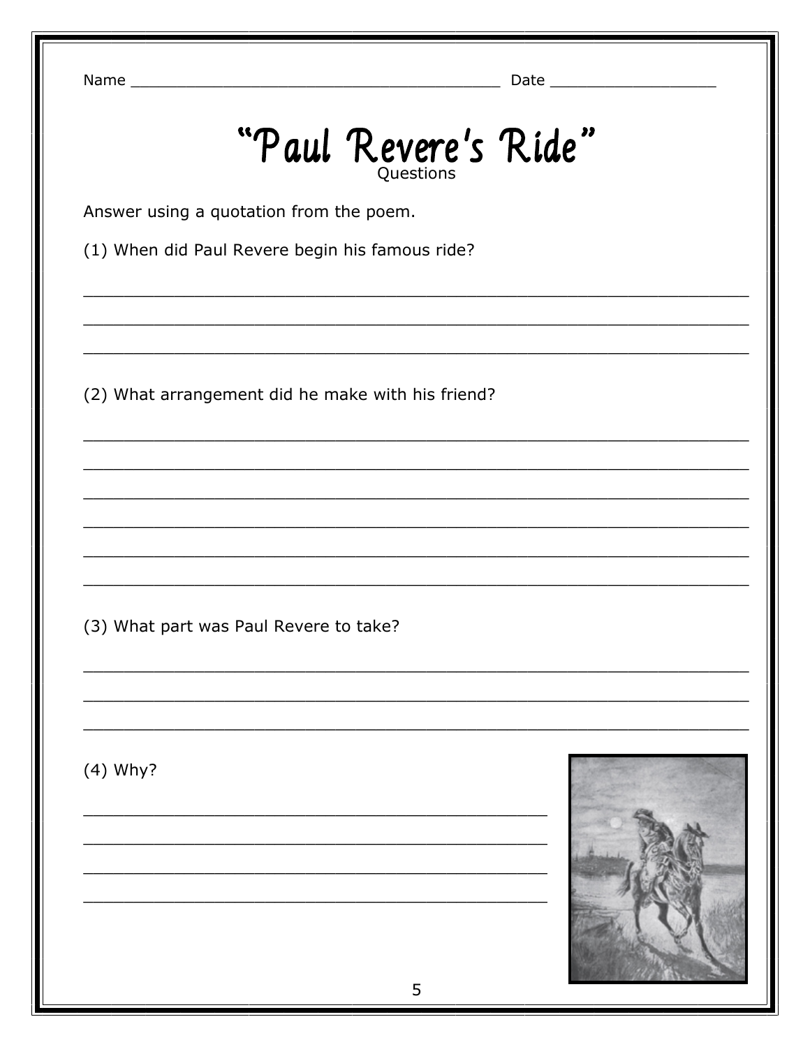Name ________________________________________ Date __________________

# "Paul Revere's Ride"

Questions

Answer using a quotation from the poem.

(1) When did Paul Revere begin his famous ride?

_______________________________________________________________

_______________________________________________________________

_______________________________________________________________

(2) What arrangement did he make with his friend?

_______________________________________________________________

_______________________________________________________________

_______________________________________________________________

_______________________________________________________________

_______________________________________________________________

_______________________________________________________________

(3) What part was Paul Revere to take?

_______________________________________________________________

_______________________________________________________________

_______________________________________________________________

(4) Why?

_____________________________________________

_____________________________________________

_____________________________________________

_____________________________________________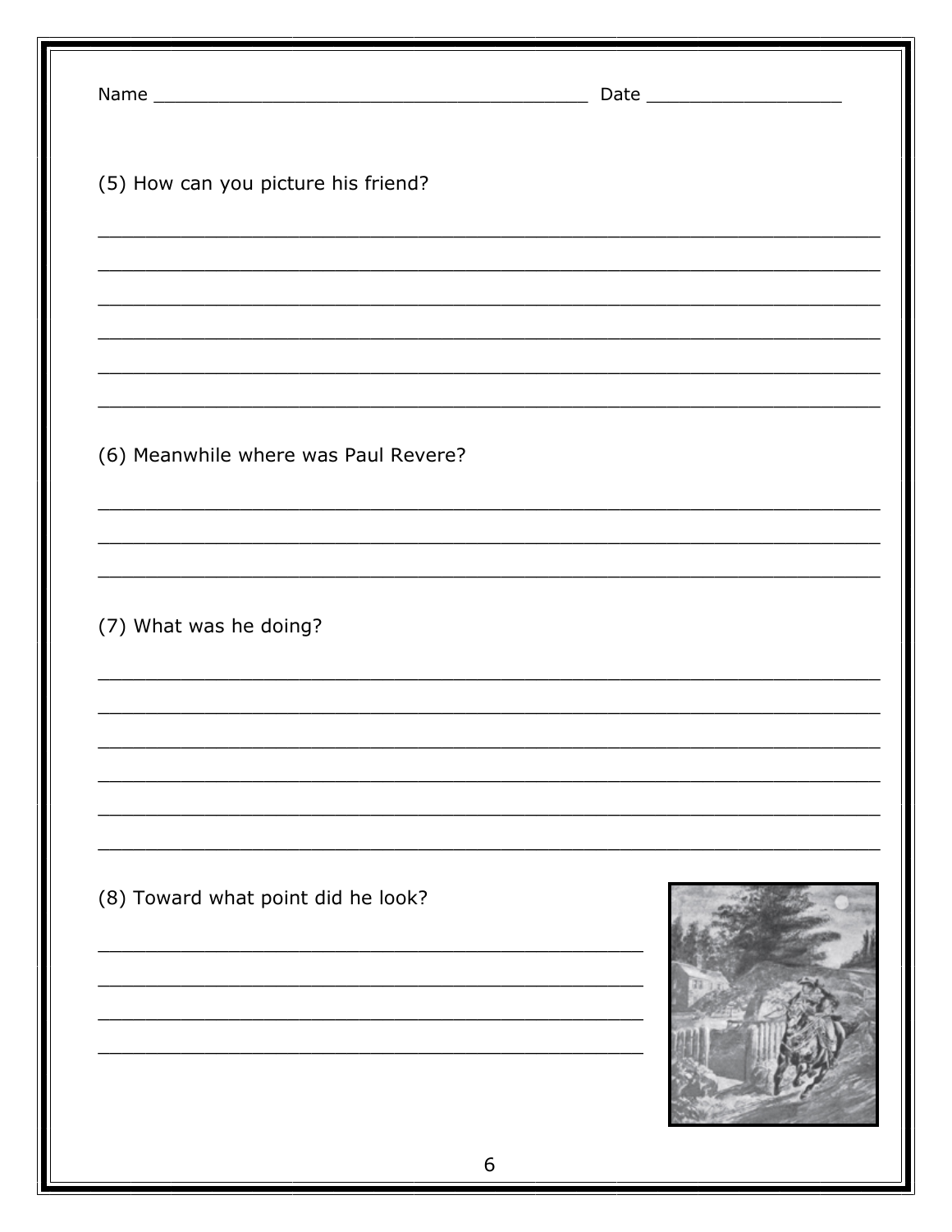Name ________________________________________ Date __________________

(5) How can you picture his friend?

___________________________________________________________________

___________________________________________________________________

___________________________________________________________________

___________________________________________________________________

___________________________________________________________________

___________________________________________________________________

(6) Meanwhile where was Paul Revere?

___________________________________________________________________

___________________________________________________________________

___________________________________________________________________

(7) What was he doing?

___________________________________________________________________

___________________________________________________________________

___________________________________________________________________

___________________________________________________________________

___________________________________________________________________

___________________________________________________________________

(8) Toward what point did he look?

_______________________________________________

_______________________________________________

_______________________________________________

_______________________________________________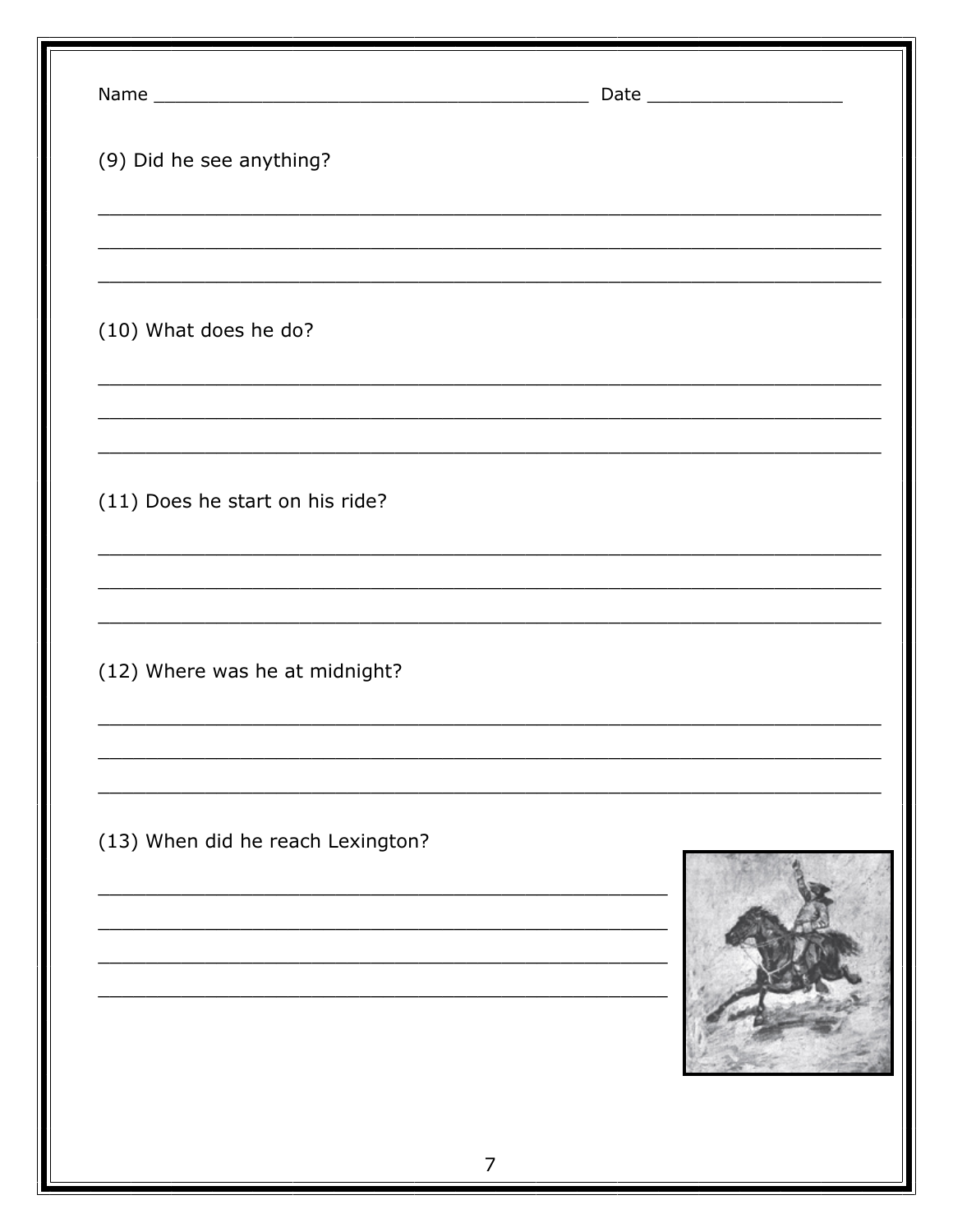Name ________________________________________ Date __________________

(9) Did he see anything?

___________________________________________________________________

___________________________________________________________________

___________________________________________________________________

(10) What does he do?

___________________________________________________________________

___________________________________________________________________

___________________________________________________________________

(11) Does he start on his ride?

___________________________________________________________________

___________________________________________________________________

___________________________________________________________________

(12) Where was he at midnight?

___________________________________________________________________

___________________________________________________________________

___________________________________________________________________

(13) When did he reach Lexington?

_________________________________________________

_________________________________________________

_________________________________________________

_________________________________________________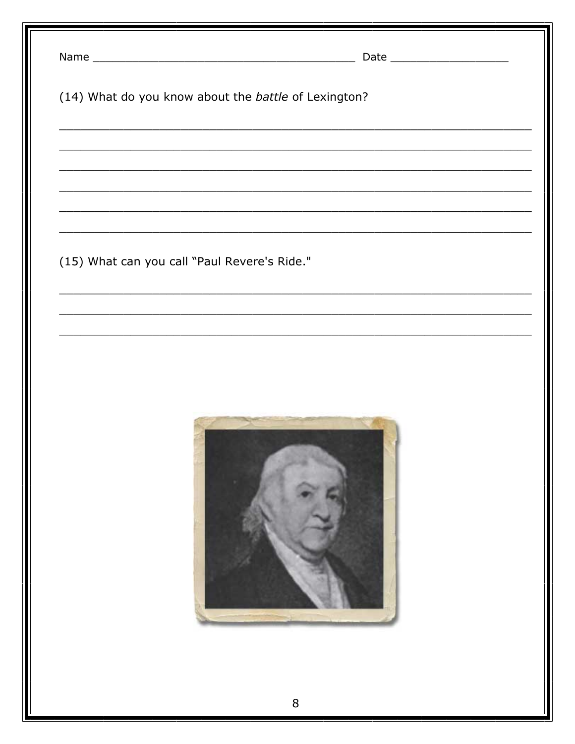Name ________________________________________ Date __________________

(14) What do you know about the *battle* of Lexington?

______________________________________________________________________

______________________________________________________________________

______________________________________________________________________

______________________________________________________________________

______________________________________________________________________

______________________________________________________________________

(15) What can you call "Paul Revere's Ride."

______________________________________________________________________

______________________________________________________________________

______________________________________________________________________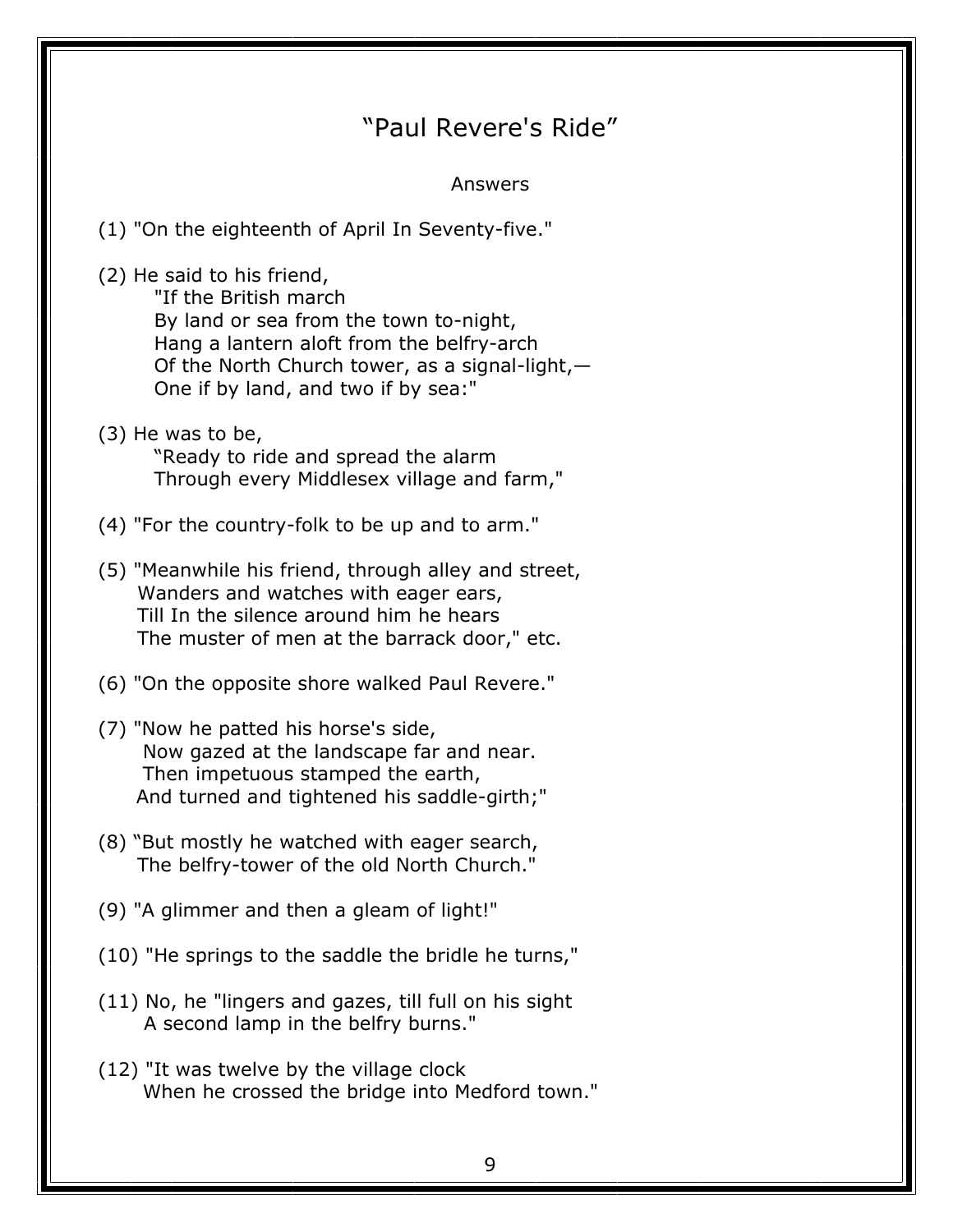# "Paul Revere's Ride"

Answers

(1) "On the eighteenth of April In Seventy-five."

(2) He said to his friend,
"If the British march
By land or sea from the town to-night,
Hang a lantern aloft from the belfry-arch
Of the North Church tower, as a signal-light,—
One if by land, and two if by sea:"

(3) He was to be,
"Ready to ride and spread the alarm
Through every Middlesex village and farm,"

(4) "For the country-folk to be up and to arm."

(5) "Meanwhile his friend, through alley and street,
Wanders and watches with eager ears,
Till In the silence around him he hears
The muster of men at the barrack door," etc.

(6) "On the opposite shore walked Paul Revere."

(7) "Now he patted his horse's side,
Now gazed at the landscape far and near.
Then impetuous stamped the earth,
And turned and tightened his saddle-girth;"

(8) "But mostly he watched with eager search,
The belfry-tower of the old North Church."

(9) "A glimmer and then a gleam of light!"

(10) "He springs to the saddle the bridle he turns,"

(11) No, he "lingers and gazes, till full on his sight
A second lamp in the belfry burns."

(12) "It was twelve by the village clock
When he crossed the bridge into Medford town."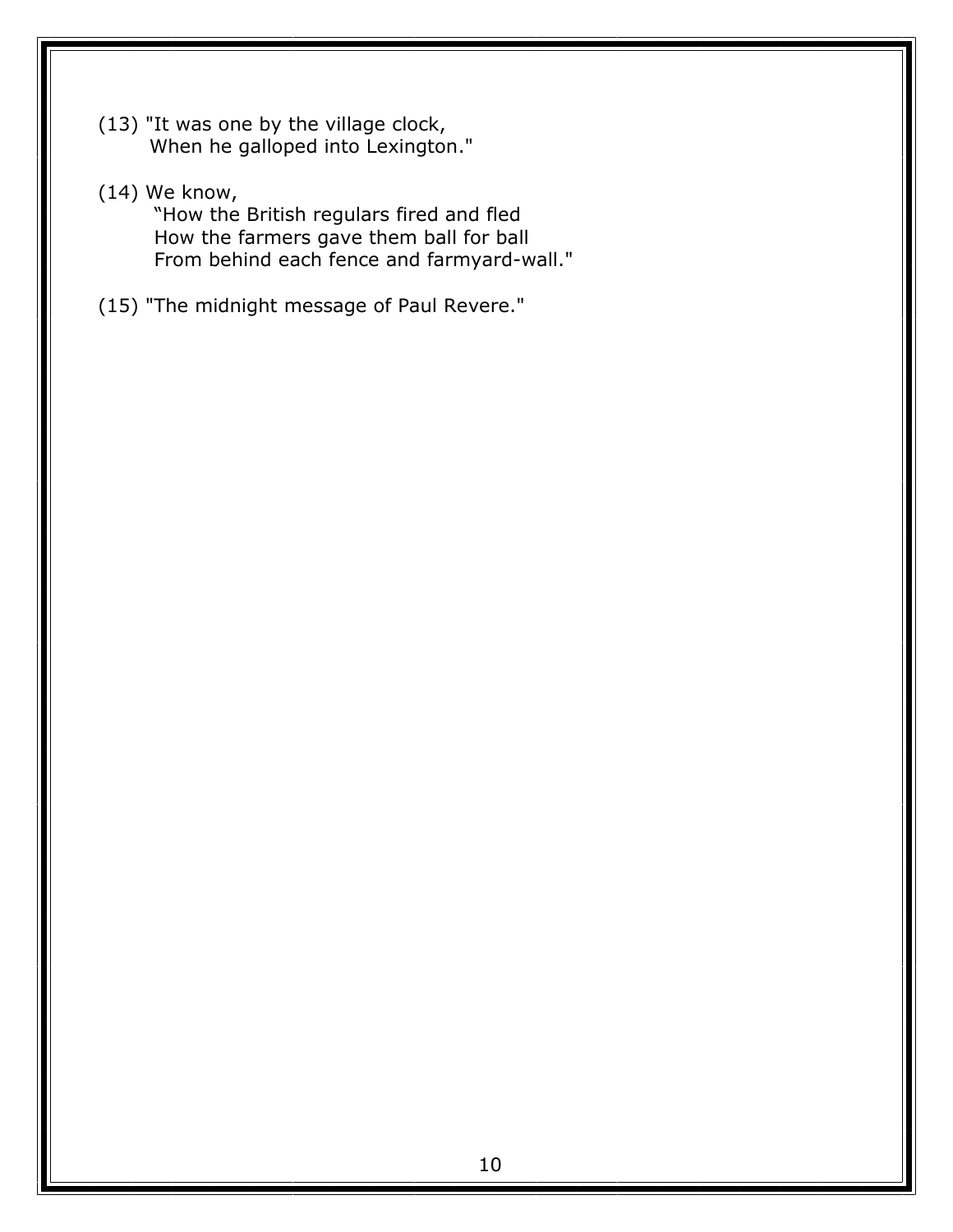(13) "It was one by the village clock,
When he galloped into Lexington."

(14) We know,
"How the British regulars fired and fled
How the farmers gave them ball for ball
From behind each fence and farmyard-wall."

(15) "The midnight message of Paul Revere."